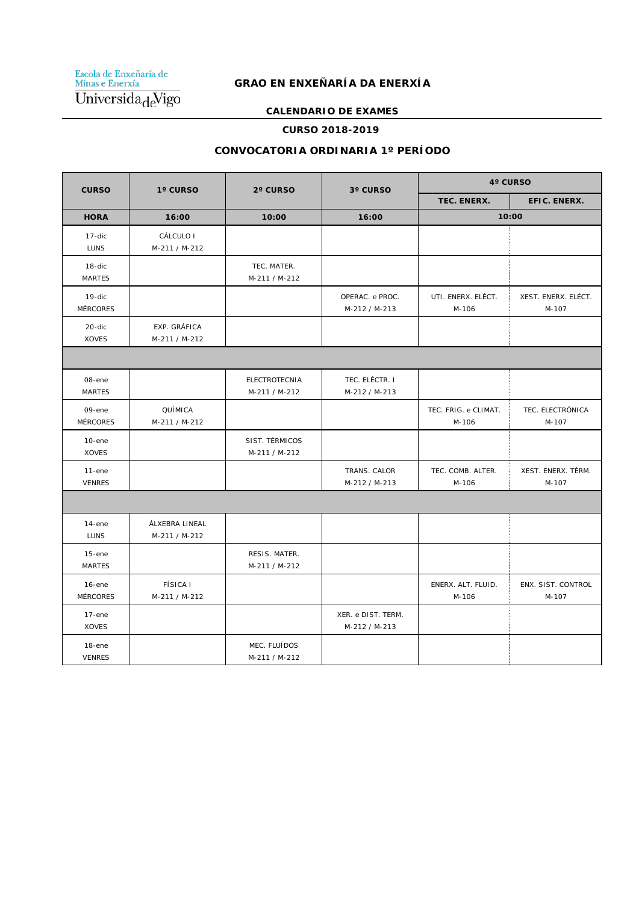Escola de Enxeñaría de Minas e Enerxía
Universidade de Vigo

# GRAO EN ENXEÑARÍA DA ENERXÍA

## CALENDARIO DE EXAMES

### CURSO 2018-2019

### CONVOCATORIA ORDINARIA 1º PERÍODO

| CURSO | 1º CURSO | 2º CURSO | 3º CURSO | 4º CURSO | |
|---|---|---|---|---|---|
| | | | | TEC. ENERX. | EFIC. ENERX. |
| **HORA** | **16:00** | **10:00** | **16:00** | **10:00** | |
| 17-dic LUNS | CÁLCULO I M-211 / M-212 | | | | |
| 18-dic MARTES | | TEC. MATER. M-211 / M-212 | | | |
| 19-dic MÉRCORES | | | OPERAC. e PROC. M-212 / M-213 | UTI. ENERX. ELÉCT. M-106 | XEST. ENERX. ELÉCT. M-107 |
| 20-dic XOVES | EXP. GRÁFICA M-211 / M-212 | | | | |
| | | | | | |
| 08-ene MARTES | | ELECTROTECNIA M-211 / M-212 | TEC. ELÉCTR. I M-212 / M-213 | | |
| 09-ene MÉRCORES | QUÍMICA M-211 / M-212 | | | TEC. FRIG. e CLIMAT. M-106 | TEC. ELECTRÓNICA M-107 |
| 10-ene XOVES | | SIST. TÉRMICOS M-211 / M-212 | | | |
| 11-ene VENRES | | | TRANS. CALOR M-212 / M-213 | TEC. COMB. ALTER. M-106 | XEST. ENERX. TÉRM. M-107 |
| | | | | | |
| 14-ene LUNS | ÁLXEBRA LINEAL M-211 / M-212 | | | | |
| 15-ene MARTES | | RESIS. MATER. M-211 / M-212 | | | |
| 16-ene MÉRCORES | FÍSICA I M-211 / M-212 | | | ENERX. ALT. FLUID. M-106 | ENX. SIST. CONTROL M-107 |
| 17-ene XOVES | | | XER. e DIST. TERM. M-212 / M-213 | | |
| 18-ene VENRES | | MEC. FLUÍDOS M-211 / M-212 | | | |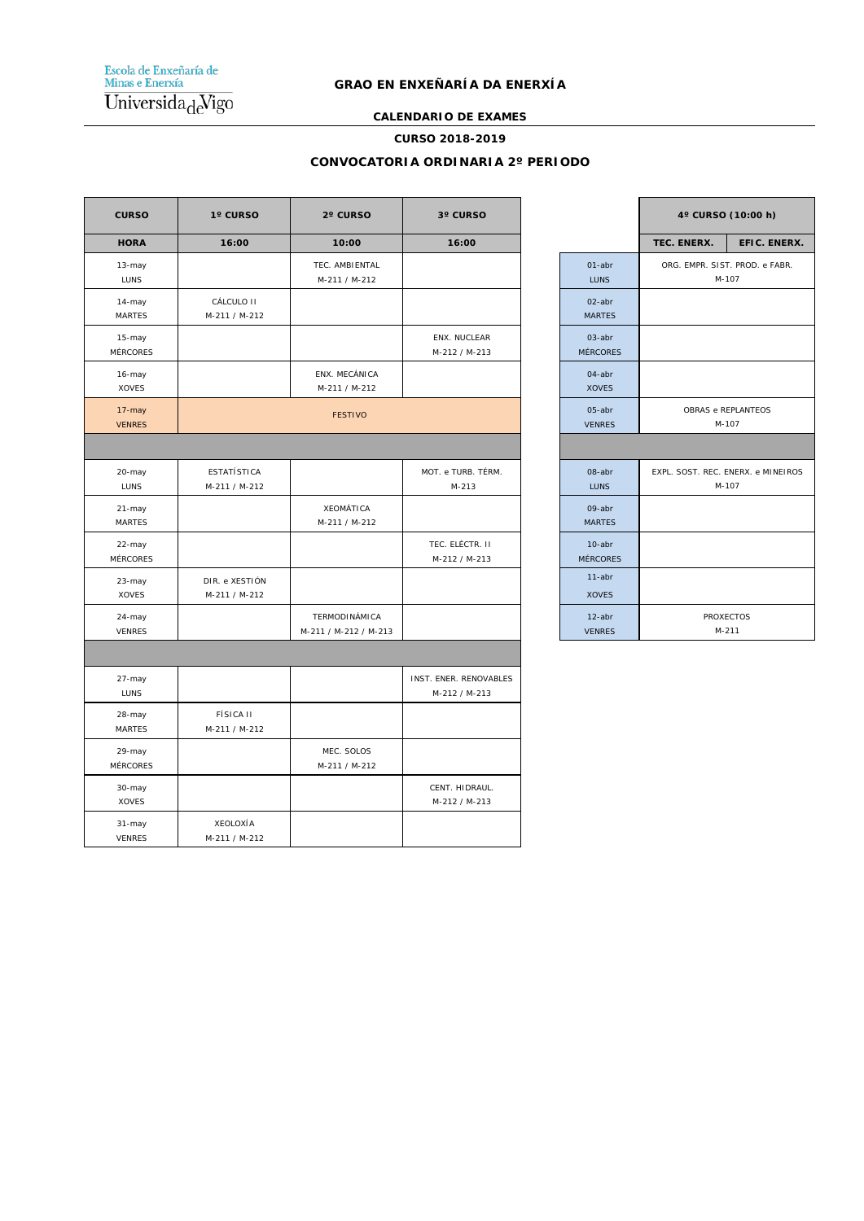Escola de Enxeñaría de Minas e Enerxía
Universidade de Vigo

## GRAO EN ENXEÑARÍA DA ENERXÍA

### CALENDARIO DE EXAMES

### CURSO 2018-2019

### CONVOCATORIA ORDINARIA 2º PERIODO

| CURSO | 1º CURSO | 2º CURSO | 3º CURSO |
|---|---|---|---|
| **HORA** | **16:00** | **10:00** | **16:00** |
| 13-may LUNS | | TEC. AMBIENTAL M-211 / M-212 | |
| 14-may MARTES | CÁLCULO II M-211 / M-212 | | |
| 15-may MÉRCORES | | | ENX. NUCLEAR M-212 / M-213 |
| 16-may XOVES | | ENX. MECÁNICA M-211 / M-212 | |
| 17-may VENRES | FESTIVO | | |
| | | | |
| 20-may LUNS | ESTATÍSTICA M-211 / M-212 | | MOT. e TURB. TÉRM. M-213 |
| 21-may MARTES | | XEOMÁTICA M-211 / M-212 | |
| 22-may MÉRCORES | | | TEC. ELÉCTR. II M-212 / M-213 |
| 23-may XOVES | DIR. e XESTIÓN M-211 / M-212 | | |
| 24-may VENRES | | TERMODINÁMICA M-211 / M-212 / M-213 | |
| | | | |
| 27-may LUNS | | | INST. ENER. RENOVABLES M-212 / M-213 |
| 28-may MARTES | FÍSICA II M-211 / M-212 | | |
| 29-may MÉRCORES | | MEC. SOLOS M-211 / M-212 | |
| 30-may XOVES | | | CENT. HIDRAUL. M-212 / M-213 |
| 31-may VENRES | XEOLOXÍA M-211 / M-212 | | |

| | 4º CURSO (10:00 h) | |
|---|---|---|
| | **TEC. ENERX.** | **EFIC. ENERX.** |
| 01-abr LUNS | ORG. EMPR. SIST. PROD. e FABR. M-107 | |
| 02-abr MARTES | | |
| 03-abr MÉRCORES | | |
| 04-abr XOVES | | |
| 05-abr VENRES | OBRAS e REPLANTEOS M-107 | |
| | | |
| 08-abr LUNS | EXPL. SOST. REC. ENERX. e MINEIROS M-107 | |
| 09-abr MARTES | | |
| 10-abr MÉRCORES | | |
| 11-abr XOVES | | |
| 12-abr VENRES | PROXECTOS M-211 | |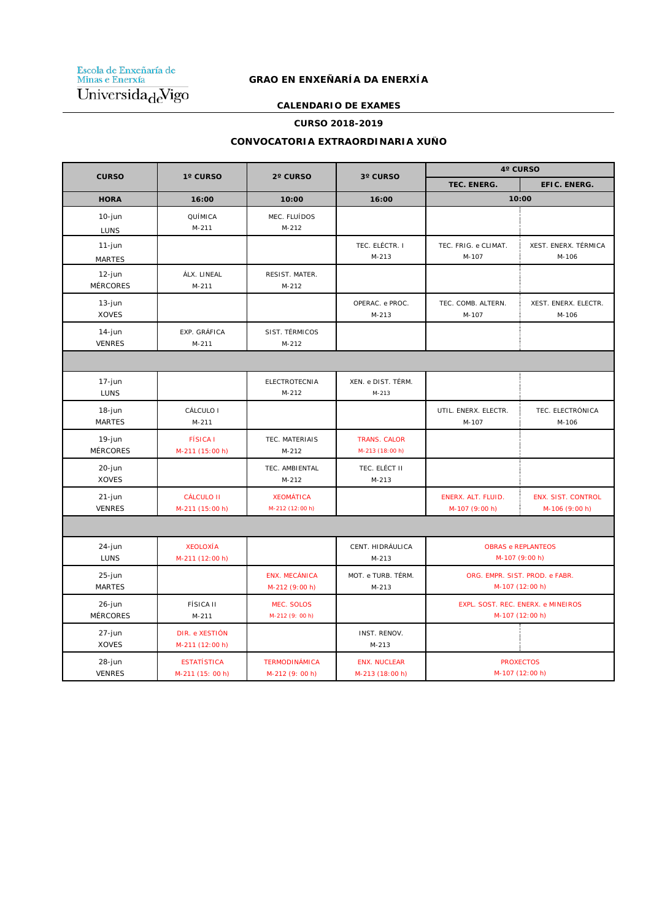Escola de Enxeñaría de Minas e Enerxía
Universida de Vigo

# GRAO EN ENXEÑARÍA DA ENERXÍA

## CALENDARIO DE EXAMES

## CURSO 2018-2019

## CONVOCATORIA EXTRAORDINARIA XUÑO

| CURSO | 1º CURSO | 2º CURSO | 3º CURSO | 4º CURSO | |
|---|---|---|---|---|---|
| | | | | TEC. ENERG. | EFIC. ENERG. |
| HORA | 16:00 | 10:00 | 16:00 | 10:00 | |
| 10-jun LUNS | QUÍMICA M-211 | MEC. FLUÍDOS M-212 | | | |
| 11-jun MARTES | | | TEC. ELÉCTR. I M-213 | TEC. FRIG. e CLIMAT. M-107 | XEST. ENERX. TÉRMICA M-106 |
| 12-jun MÉRCORES | ÁLX. LINEAL M-211 | RESIST. MATER. M-212 | | | |
| 13-jun XOVES | | | OPERAC. e PROC. M-213 | TEC. COMB. ALTERN. M-107 | XEST. ENERX. ELECTR. M-106 |
| 14-jun VENRES | EXP. GRÁFICA M-211 | SIST. TÉRMICOS M-212 | | | |
| | | | | | |
| 17-jun LUNS | | ELECTROTECNIA M-212 | XEN. e DIST. TÉRM. M-213 | | |
| 18-jun MARTES | CÁLCULO I M-211 | | | UTIL. ENERX. ELECTR. M-107 | TEC. ELECTRÓNICA M-106 |
| 19-jun MÉRCORES | FÍSICA I M-211 (15:00 h) | TEC. MATERIAIS M-212 | TRANS. CALOR M-213 (18:00 h) | | |
| 20-jun XOVES | | TEC. AMBIENTAL M-212 | TEC. ELÉCT II M-213 | | |
| 21-jun VENRES | CÁLCULO II M-211 (15:00 h) | XEOMÁTICA M-212 (12:00 h) | | ENERX. ALT. FLUID. M-107 (9:00 h) | ENX. SIST. CONTROL M-106 (9:00 h) |
| | | | | | |
| 24-jun LUNS | XEOLOXÍA M-211 (12:00 h) | | CENT. HIDRÁULICA M-213 | OBRAS e REPLANTEOS M-107 (9:00 h) | |
| 25-jun MARTES | | ENX. MECÁNICA M-212 (9:00 h) | MOT. e TURB. TÉRM. M-213 | ORG. EMPR. SIST. PROD. e FABR. M-107 (12:00 h) | |
| 26-jun MÉRCORES | FÍSICA II M-211 | MEC. SOLOS M-212 (9: 00 h) | | EXPL. SOST. REC. ENERX. e MINEIROS M-107 (12:00 h) | |
| 27-jun XOVES | DIR. e XESTIÓN M-211 (12:00 h) | | INST. RENOV. M-213 | | |
| 28-jun VENRES | ESTATÍSTICA M-211 (15: 00 h) | TERMODINÁMICA M-212 (9: 00 h) | ENX. NUCLEAR M-213 (18:00 h) | PROXECTOS M-107 (12:00 h) | |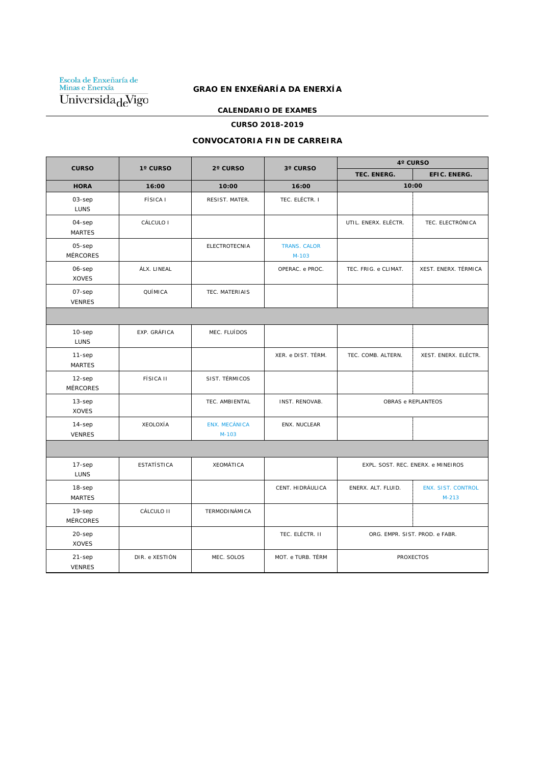Escola de Enxeñaría de Minas e Enerxía
Universida de Vigo

# GRAO EN ENXEÑARÍA DA ENERXÍA

## CALENDARIO DE EXAMES

## CURSO 2018-2019

## CONVOCATORIA FIN DE CARREIRA

| CURSO | 1º CURSO | 2º CURSO | 3º CURSO | 4º CURSO | |
|---|---|---|---|---|---|
| | | | | TEC. ENERG. | EFIC. ENERG. |
| HORA | 16:00 | 10:00 | 16:00 | 10:00 | |
| 03-sep LUNS | FÍSICA I | RESIST. MATER. | TEC. ELÉCTR. I | | |
| 04-sep MARTES | CÁLCULO I | | | UTIL. ENERX. ELÉCTR. | TEC. ELECTRÓNICA |
| 05-sep MÉRCORES | | ELECTROTECNIA | TRANS. CALOR M-103 | | |
| 06-sep XOVES | ÁLX. LINEAL | | OPERAC. e PROC. | TEC. FRIG. e CLIMAT. | XEST. ENERX. TÉRMICA |
| 07-sep VENRES | QUÍMICA | TEC. MATERIAIS | | | |
| | | | | | |
| 10-sep LUNS | EXP. GRÁFICA | MEC. FLUÍDOS | | | |
| 11-sep MARTES | | | XER. e DIST. TÉRM. | TEC. COMB. ALTERN. | XEST. ENERX. ELÉCTR. |
| 12-sep MÉRCORES | FÍSICA II | SIST. TÉRMICOS | | | |
| 13-sep XOVES | | TEC. AMBIENTAL | INST. RENOVAB. | OBRAS e REPLANTEOS | |
| 14-sep VENRES | XEOLOXÍA | ENX. MECÁNICA M-103 | ENX. NUCLEAR | | |
| | | | | | |
| 17-sep LUNS | ESTATÍSTICA | XEOMÁTICA | | EXPL. SOST. REC. ENERX. e MINEIROS | |
| 18-sep MARTES | | | CENT. HIDRÁULICA | ENERX. ALT. FLUID. | ENX. SIST. CONTROL M-213 |
| 19-sep MÉRCORES | CÁLCULO II | TERMODINÁMICA | | | |
| 20-sep XOVES | | | TEC. ELÉCTR. II | ORG. EMPR. SIST. PROD. e FABR. | |
| 21-sep VENRES | DIR. e XESTIÓN | MEC. SOLOS | MOT. e TURB. TÉRM | PROXECTOS | |